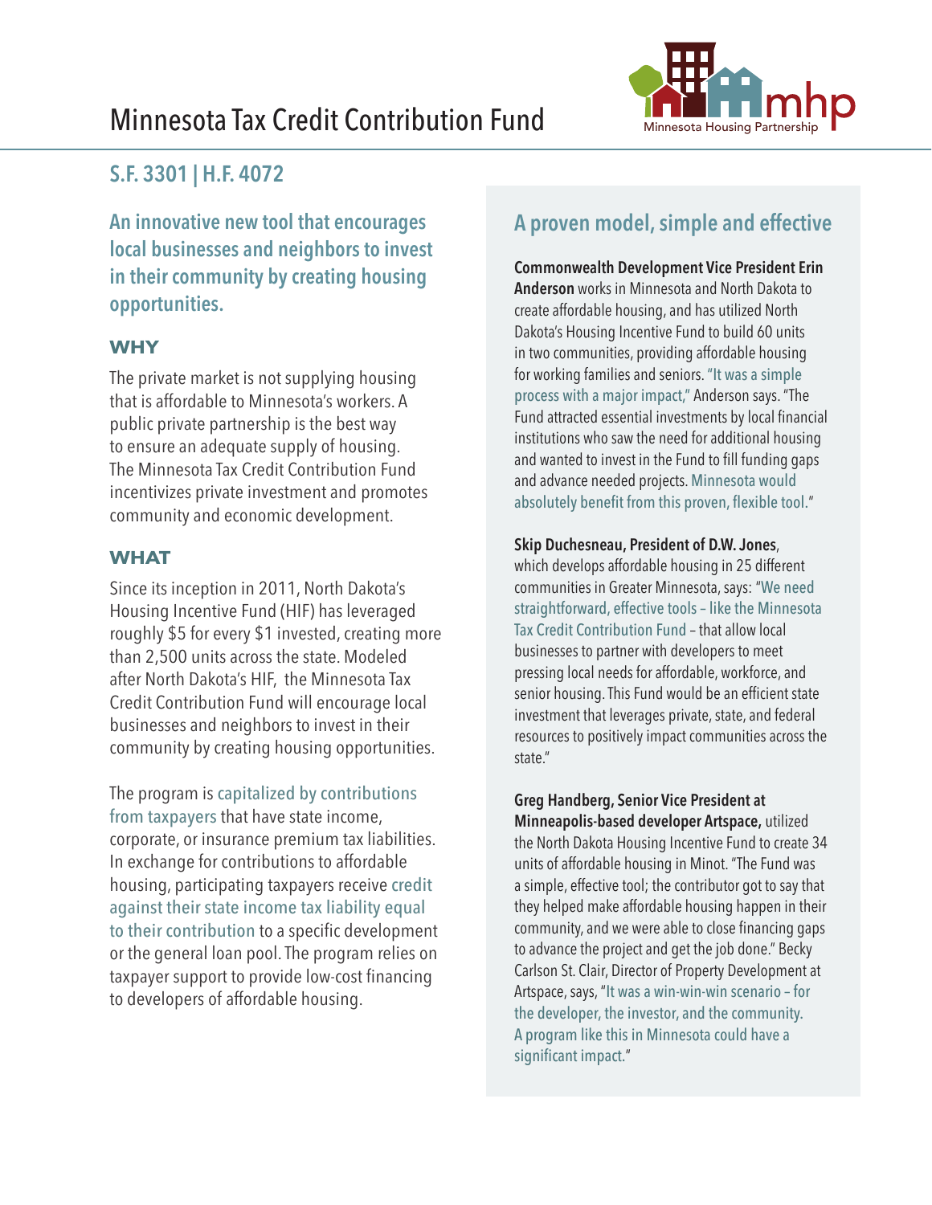# Minnesota Tax Credit Contribution Fund

Minnesota Housing Partnership

## S.F. 3301 | H.F. 4072

### An innovative new tool that encourages local businesses and neighbors to invest in their community by creating housing opportunities.

### WHY

The private market is not supplying housing that is affordable to Minnesota's workers. A public private partnership is the best way to ensure an adequate supply of housing. The Minnesota Tax Credit Contribution Fund incentivizes private investment and promotes community and economic development.

### WHAT

Since its inception in 2011, North Dakota's Housing Incentive Fund (HIF) has leveraged roughly $5 for every $1 invested, creating more than 2,500 units across the state. Modeled after North Dakota's HIF, the Minnesota Tax Credit Contribution Fund will encourage local businesses and neighbors to invest in their community by creating housing opportunities.

The program is capitalized by contributions from taxpayers that have state income, corporate, or insurance premium tax liabilities. In exchange for contributions to affordable housing, participating taxpayers receive credit against their state income tax liability equal to their contribution to a specific development or the general loan pool. The program relies on taxpayer support to provide low-cost financing to developers of affordable housing.

## A proven model, simple and effective

**Commonwealth Development Vice President Erin Anderson** works in Minnesota and North Dakota to create affordable housing, and has utilized North Dakota's Housing Incentive Fund to build 60 units in two communities, providing affordable housing for working families and seniors. "It was a simple process with a major impact," Anderson says. "The Fund attracted essential investments by local financial institutions who saw the need for additional housing and wanted to invest in the Fund to fill funding gaps and advance needed projects. Minnesota would absolutely benefit from this proven, flexible tool."

**Skip Duchesneau, President of D.W. Jones**, which develops affordable housing in 25 different communities in Greater Minnesota, says: "We need straightforward, effective tools – like the Minnesota Tax Credit Contribution Fund – that allow local businesses to partner with developers to meet pressing local needs for affordable, workforce, and senior housing. This Fund would be an efficient state investment that leverages private, state, and federal resources to positively impact communities across the state."

**Greg Handberg, Senior Vice President at Minneapolis-based developer Artspace,** utilized the North Dakota Housing Incentive Fund to create 34 units of affordable housing in Minot. "The Fund was a simple, effective tool; the contributor got to say that they helped make affordable housing happen in their community, and we were able to close financing gaps to advance the project and get the job done." Becky Carlson St. Clair, Director of Property Development at Artspace, says, "It was a win-win-win scenario – for the developer, the investor, and the community. A program like this in Minnesota could have a significant impact."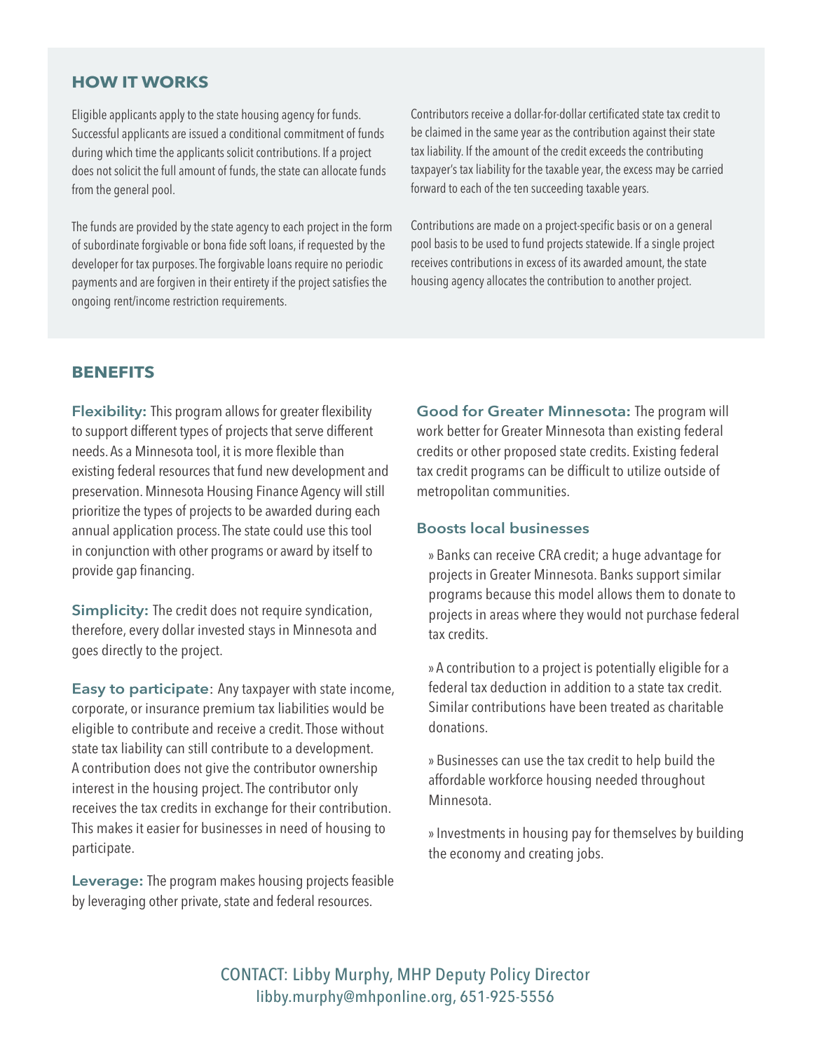## HOW IT WORKS

Eligible applicants apply to the state housing agency for funds. Successful applicants are issued a conditional commitment of funds during which time the applicants solicit contributions. If a project does not solicit the full amount of funds, the state can allocate funds from the general pool.

The funds are provided by the state agency to each project in the form of subordinate forgivable or bona fide soft loans, if requested by the developer for tax purposes. The forgivable loans require no periodic payments and are forgiven in their entirety if the project satisfies the ongoing rent/income restriction requirements.

Contributors receive a dollar-for-dollar certificated state tax credit to be claimed in the same year as the contribution against their state tax liability. If the amount of the credit exceeds the contributing taxpayer's tax liability for the taxable year, the excess may be carried forward to each of the ten succeeding taxable years.

Contributions are made on a project-specific basis or on a general pool basis to be used to fund projects statewide. If a single project receives contributions in excess of its awarded amount, the state housing agency allocates the contribution to another project.

## BENEFITS

**Flexibility:** This program allows for greater flexibility to support different types of projects that serve different needs. As a Minnesota tool, it is more flexible than existing federal resources that fund new development and preservation. Minnesota Housing Finance Agency will still prioritize the types of projects to be awarded during each annual application process. The state could use this tool in conjunction with other programs or award by itself to provide gap financing.

**Simplicity:** The credit does not require syndication, therefore, every dollar invested stays in Minnesota and goes directly to the project.

**Easy to participate**: Any taxpayer with state income, corporate, or insurance premium tax liabilities would be eligible to contribute and receive a credit. Those without state tax liability can still contribute to a development. A contribution does not give the contributor ownership interest in the housing project. The contributor only receives the tax credits in exchange for their contribution. This makes it easier for businesses in need of housing to participate.

**Leverage:** The program makes housing projects feasible by leveraging other private, state and federal resources.

**Good for Greater Minnesota:** The program will work better for Greater Minnesota than existing federal credits or other proposed state credits. Existing federal tax credit programs can be difficult to utilize outside of metropolitan communities.

### Boosts local businesses

» Banks can receive CRA credit; a huge advantage for projects in Greater Minnesota. Banks support similar programs because this model allows them to donate to projects in areas where they would not purchase federal tax credits.

» A contribution to a project is potentially eligible for a federal tax deduction in addition to a state tax credit. Similar contributions have been treated as charitable donations.

» Businesses can use the tax credit to help build the affordable workforce housing needed throughout Minnesota.

» Investments in housing pay for themselves by building the economy and creating jobs.

CONTACT: Libby Murphy, MHP Deputy Policy Director
libby.murphy@mhponline.org, 651-925-5556